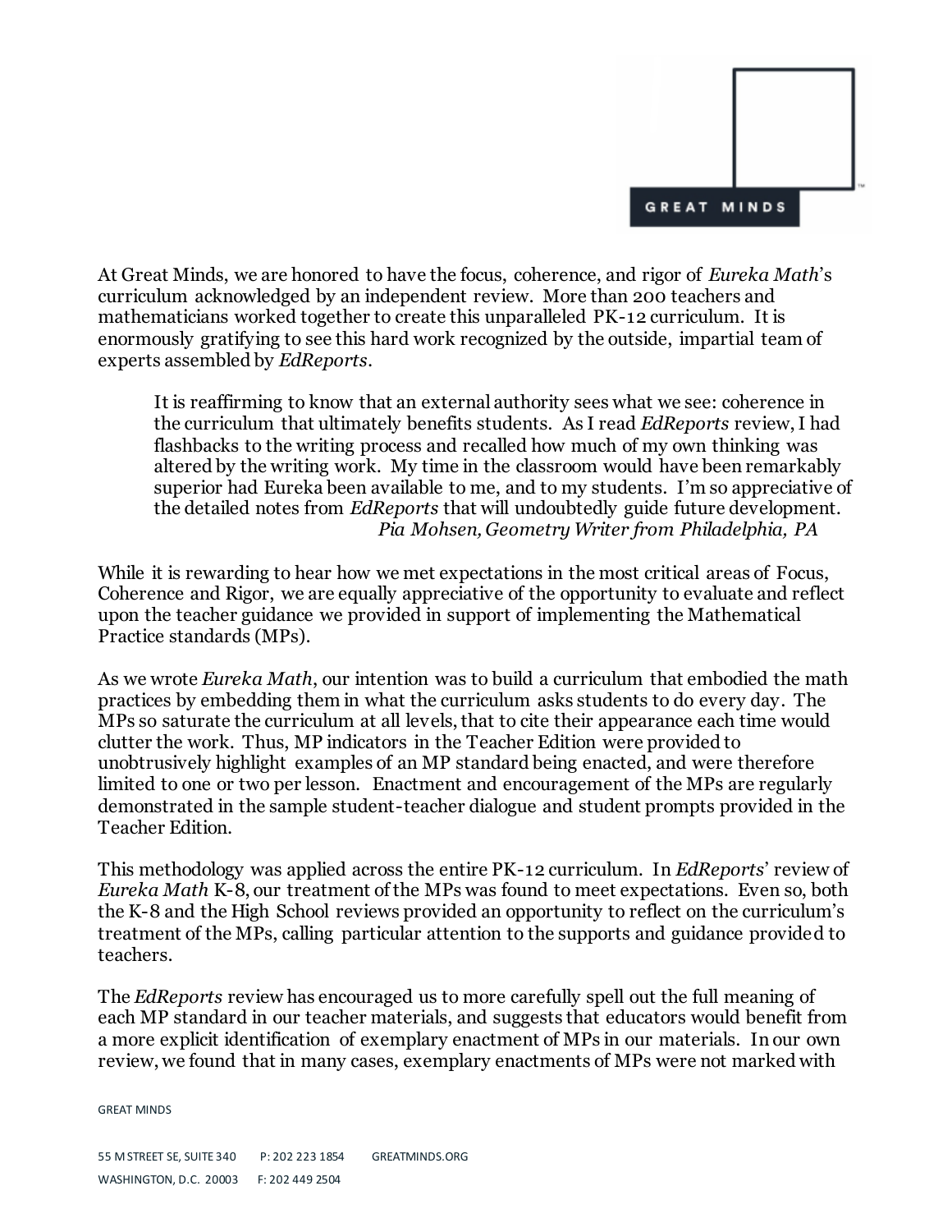At Great Minds, we are honored to have the focus, coherence, and rigor of *Eureka Math*'s curriculum acknowledged by an independent review. More than 200 teachers and mathematicians worked together to create this unparalleled PK-12 curriculum. It is enormously gratifying to see this hard work recognized by the outside, impartial team of experts assembled by *EdReports*.

> It is reaffirming to know that an external authority sees what we see: coherence in the curriculum that ultimately benefits students. As I read *EdReports* review, I had flashbacks to the writing process and recalled how much of my own thinking was altered by the writing work. My time in the classroom would have been remarkably superior had Eureka been available to me, and to my students. I'm so appreciative of the detailed notes from *EdReports* that will undoubtedly guide future development.
>
> *Pia Mohsen, Geometry Writer from Philadelphia, PA*

While it is rewarding to hear how we met expectations in the most critical areas of Focus, Coherence and Rigor, we are equally appreciative of the opportunity to evaluate and reflect upon the teacher guidance we provided in support of implementing the Mathematical Practice standards (MPs).

As we wrote *Eureka Math*, our intention was to build a curriculum that embodied the math practices by embedding them in what the curriculum asks students to do every day. The MPs so saturate the curriculum at all levels, that to cite their appearance each time would clutter the work. Thus, MP indicators in the Teacher Edition were provided to unobtrusively highlight examples of an MP standard being enacted, and were therefore limited to one or two per lesson. Enactment and encouragement of the MPs are regularly demonstrated in the sample student-teacher dialogue and student prompts provided in the Teacher Edition.

This methodology was applied across the entire PK-12 curriculum. In *EdReports*' review of *Eureka Math* K-8, our treatment of the MPs was found to meet expectations. Even so, both the K-8 and the High School reviews provided an opportunity to reflect on the curriculum's treatment of the MPs, calling particular attention to the supports and guidance provided to teachers.

The *EdReports* review has encouraged us to more carefully spell out the full meaning of each MP standard in our teacher materials, and suggests that educators would benefit from a more explicit identification of exemplary enactment of MPs in our materials. In our own review, we found that in many cases, exemplary enactments of MPs were not marked with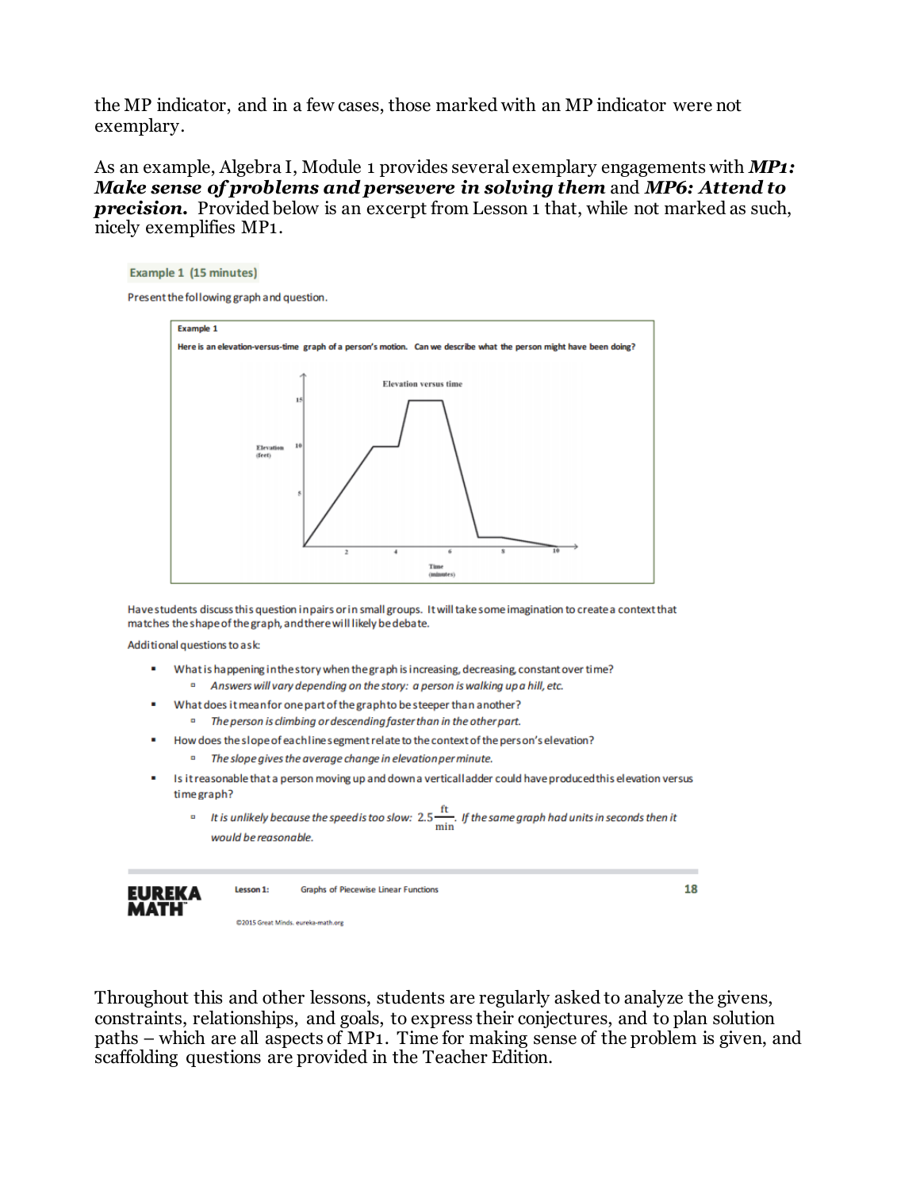the MP indicator, and in a few cases, those marked with an MP indicator were not exemplary.

As an example, Algebra I, Module 1 provides several exemplary engagements with ***MP1: Make sense of problems and persevere in solving them*** and ***MP6: Attend to precision.*** Provided below is an excerpt from Lesson 1 that, while not marked as such, nicely exemplifies MP1.

**Example 1 (15 minutes)**

Present the following graph and question.

**Example 1**

**Here is an elevation-versus-time graph of a person's motion. Can we describe what the person might have been doing?**

Elevation versus time

Elevation (feet)

Time (minutes)

Have students discuss this question in pairs or in small groups. It will take some imagination to create a context that matches the shape of the graph, and there will likely be debate.

Additional questions to ask:

- What is happening in the story when the graph is increasing, decreasing, constant over time?
  - *Answers will vary depending on the story: a person is walking up a hill, etc.*
- What does it mean for one part of the graph to be steeper than another?
  - *The person is climbing or descending faster than in the other part.*
- How does the slope of each line segment relate to the context of the person's elevation?
  - *The slope gives the average change in elevation per minute.*
- Is it reasonable that a person moving up and down a vertical ladder could have produced this elevation versus time graph?
  - *It is unlikely because the speed is too slow:* $2.5\frac{\text{ft}}{\text{min}}$. *If the same graph had units in seconds then it would be reasonable.*

Throughout this and other lessons, students are regularly asked to analyze the givens, constraints, relationships, and goals, to express their conjectures, and to plan solution paths – which are all aspects of MP1. Time for making sense of the problem is given, and scaffolding questions are provided in the Teacher Edition.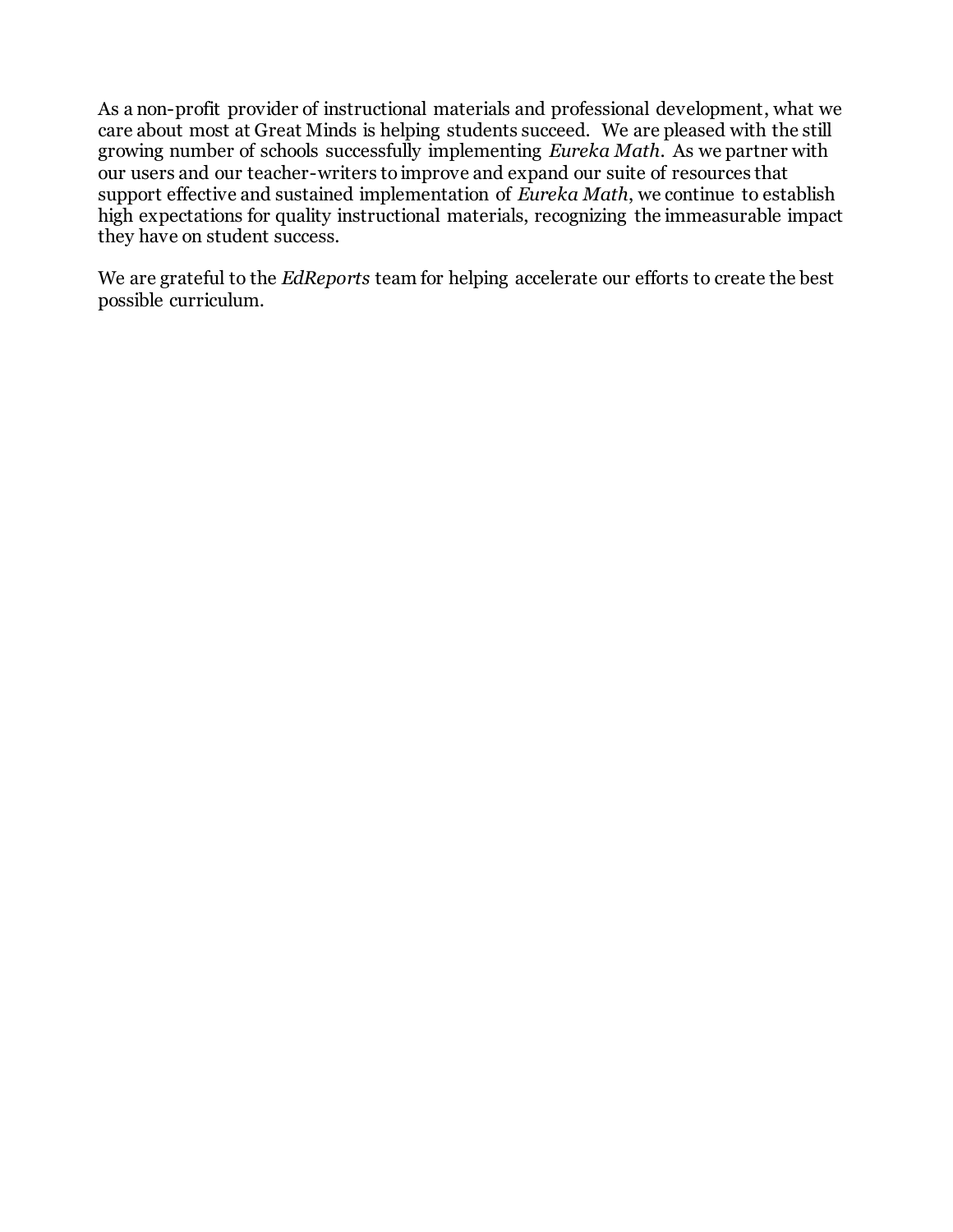As a non-profit provider of instructional materials and professional development, what we care about most at Great Minds is helping students succeed. We are pleased with the still growing number of schools successfully implementing *Eureka Math*. As we partner with our users and our teacher-writers to improve and expand our suite of resources that support effective and sustained implementation of *Eureka Math*, we continue to establish high expectations for quality instructional materials, recognizing the immeasurable impact they have on student success.

We are grateful to the *EdReports* team for helping accelerate our efforts to create the best possible curriculum.